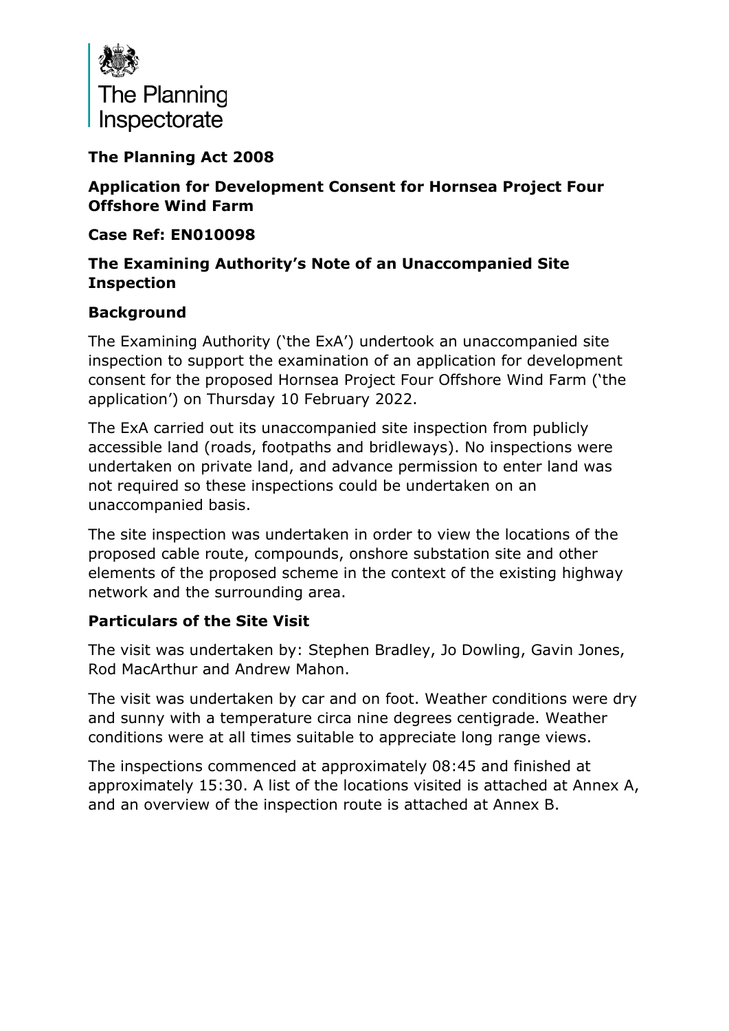The Planning Inspectorate

**The Planning Act 2008**

**Application for Development Consent for Hornsea Project Four Offshore Wind Farm**

**Case Ref: EN010098**

**The Examining Authority's Note of an Unaccompanied Site Inspection**

## Background

The Examining Authority ('the ExA') undertook an unaccompanied site inspection to support the examination of an application for development consent for the proposed Hornsea Project Four Offshore Wind Farm ('the application') on Thursday 10 February 2022.

The ExA carried out its unaccompanied site inspection from publicly accessible land (roads, footpaths and bridleways). No inspections were undertaken on private land, and advance permission to enter land was not required so these inspections could be undertaken on an unaccompanied basis.

The site inspection was undertaken in order to view the locations of the proposed cable route, compounds, onshore substation site and other elements of the proposed scheme in the context of the existing highway network and the surrounding area.

## Particulars of the Site Visit

The visit was undertaken by: Stephen Bradley, Jo Dowling, Gavin Jones, Rod MacArthur and Andrew Mahon.

The visit was undertaken by car and on foot. Weather conditions were dry and sunny with a temperature circa nine degrees centigrade. Weather conditions were at all times suitable to appreciate long range views.

The inspections commenced at approximately 08:45 and finished at approximately 15:30. A list of the locations visited is attached at Annex A, and an overview of the inspection route is attached at Annex B.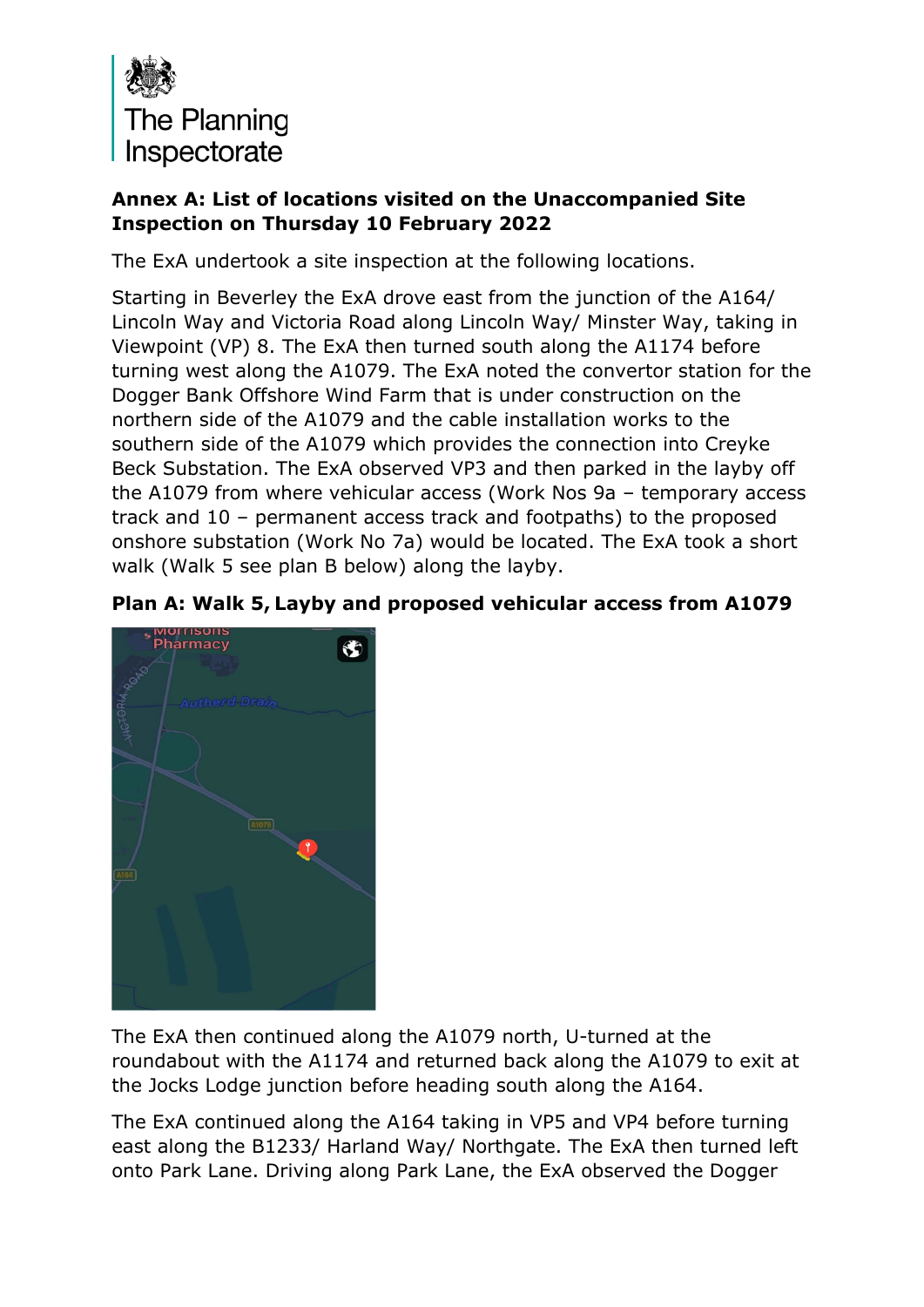**Annex A: List of locations visited on the Unaccompanied Site Inspection on Thursday 10 February 2022**

The ExA undertook a site inspection at the following locations.

Starting in Beverley the ExA drove east from the junction of the A164/ Lincoln Way and Victoria Road along Lincoln Way/ Minster Way, taking in Viewpoint (VP) 8. The ExA then turned south along the A1174 before turning west along the A1079. The ExA noted the convertor station for the Dogger Bank Offshore Wind Farm that is under construction on the northern side of the A1079 and the cable installation works to the southern side of the A1079 which provides the connection into Creyke Beck Substation. The ExA observed VP3 and then parked in the layby off the A1079 from where vehicular access (Work Nos 9a – temporary access track and 10 – permanent access track and footpaths) to the proposed onshore substation (Work No 7a) would be located. The ExA took a short walk (Walk 5 see plan B below) along the layby.

**Plan A: Walk 5, Layby and proposed vehicular access from A1079**

The ExA then continued along the A1079 north, U-turned at the roundabout with the A1174 and returned back along the A1079 to exit at the Jocks Lodge junction before heading south along the A164.

The ExA continued along the A164 taking in VP5 and VP4 before turning east along the B1233/ Harland Way/ Northgate. The ExA then turned left onto Park Lane. Driving along Park Lane, the ExA observed the Dogger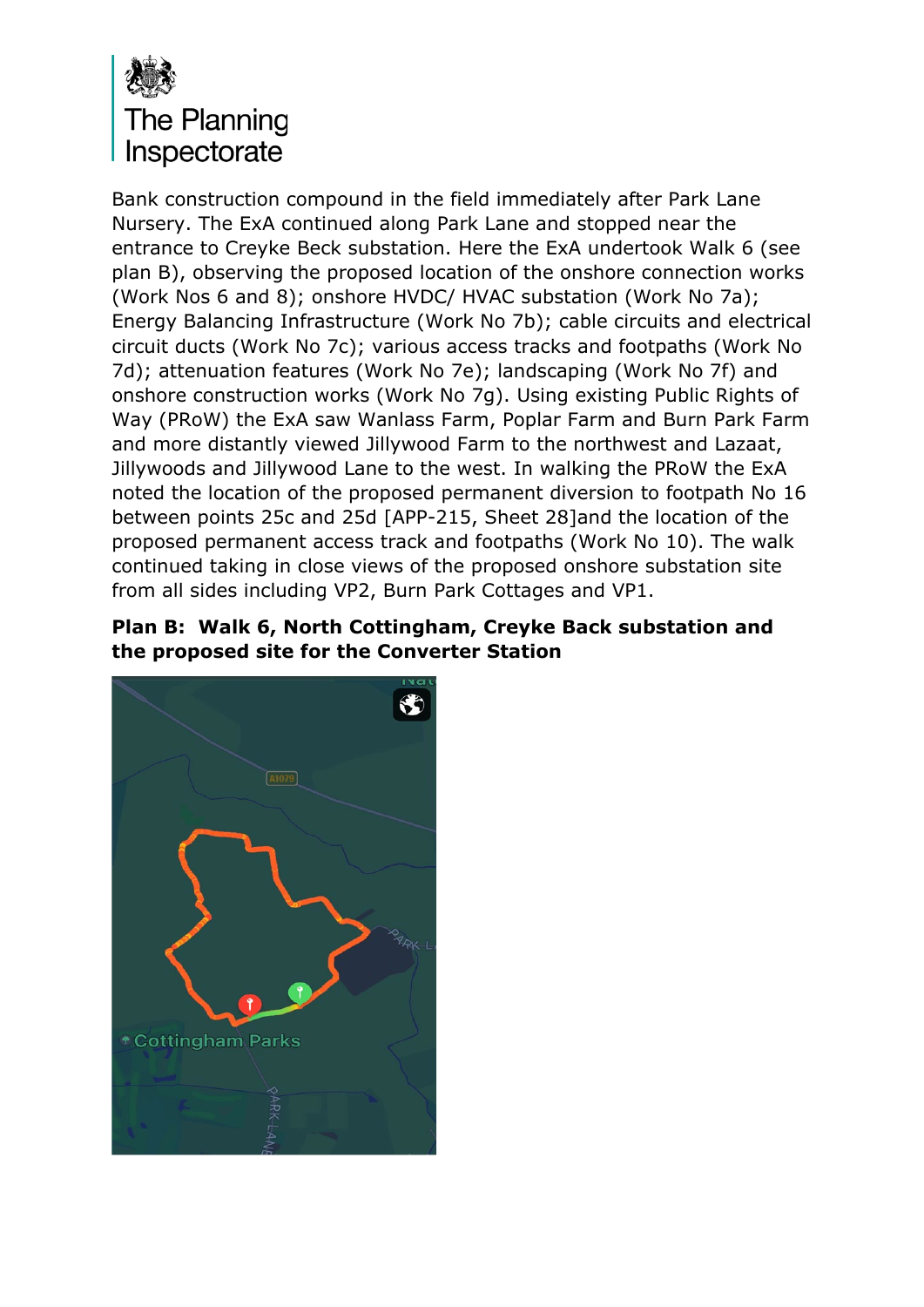Bank construction compound in the field immediately after Park Lane Nursery. The ExA continued along Park Lane and stopped near the entrance to Creyke Beck substation. Here the ExA undertook Walk 6 (see plan B), observing the proposed location of the onshore connection works (Work Nos 6 and 8); onshore HVDC/ HVAC substation (Work No 7a); Energy Balancing Infrastructure (Work No 7b); cable circuits and electrical circuit ducts (Work No 7c); various access tracks and footpaths (Work No 7d); attenuation features (Work No 7e); landscaping (Work No 7f) and onshore construction works (Work No 7g). Using existing Public Rights of Way (PRoW) the ExA saw Wanlass Farm, Poplar Farm and Burn Park Farm and more distantly viewed Jillywood Farm to the northwest and Lazaat, Jillywoods and Jillywood Lane to the west. In walking the PRoW the ExA noted the location of the proposed permanent diversion to footpath No 16 between points 25c and 25d [APP-215, Sheet 28]and the location of the proposed permanent access track and footpaths (Work No 10). The walk continued taking in close views of the proposed onshore substation site from all sides including VP2, Burn Park Cottages and VP1.

**Plan B: Walk 6, North Cottingham, Creyke Back substation and the proposed site for the Converter Station**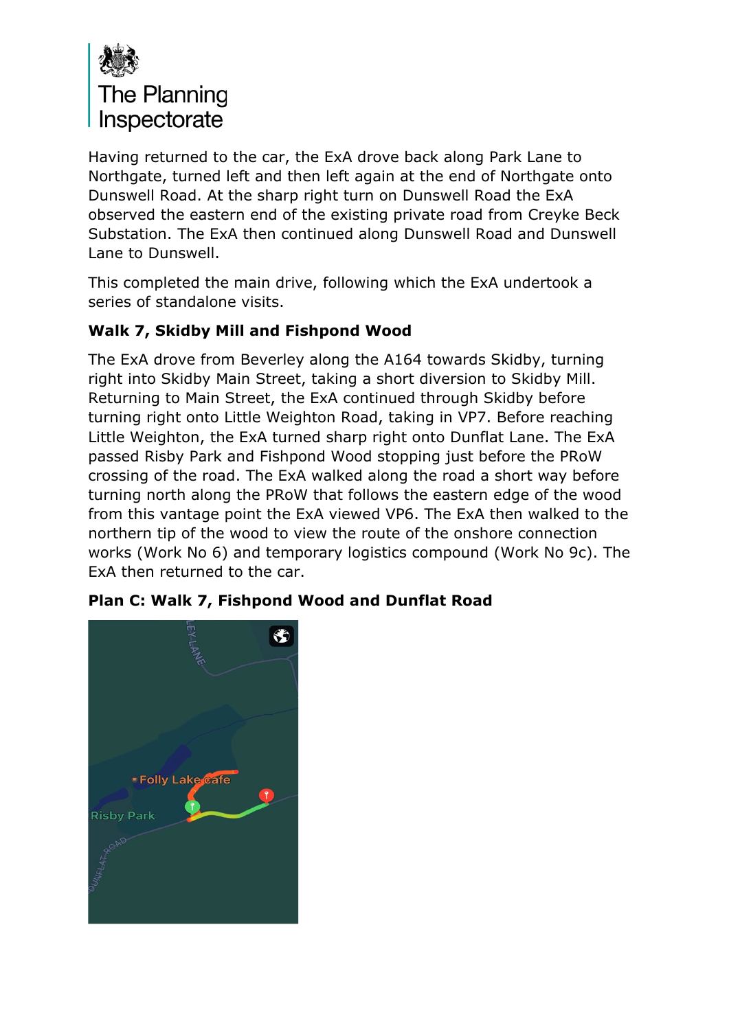Having returned to the car, the ExA drove back along Park Lane to Northgate, turned left and then left again at the end of Northgate onto Dunswell Road. At the sharp right turn on Dunswell Road the ExA observed the eastern end of the existing private road from Creyke Beck Substation. The ExA then continued along Dunswell Road and Dunswell Lane to Dunswell.

This completed the main drive, following which the ExA undertook a series of standalone visits.

**Walk 7, Skidby Mill and Fishpond Wood**

The ExA drove from Beverley along the A164 towards Skidby, turning right into Skidby Main Street, taking a short diversion to Skidby Mill. Returning to Main Street, the ExA continued through Skidby before turning right onto Little Weighton Road, taking in VP7. Before reaching Little Weighton, the ExA turned sharp right onto Dunflat Lane. The ExA passed Risby Park and Fishpond Wood stopping just before the PRoW crossing of the road. The ExA walked along the road a short way before turning north along the PRoW that follows the eastern edge of the wood from this vantage point the ExA viewed VP6. The ExA then walked to the northern tip of the wood to view the route of the onshore connection works (Work No 6) and temporary logistics compound (Work No 9c). The ExA then returned to the car.

**Plan C: Walk 7, Fishpond Wood and Dunflat Road**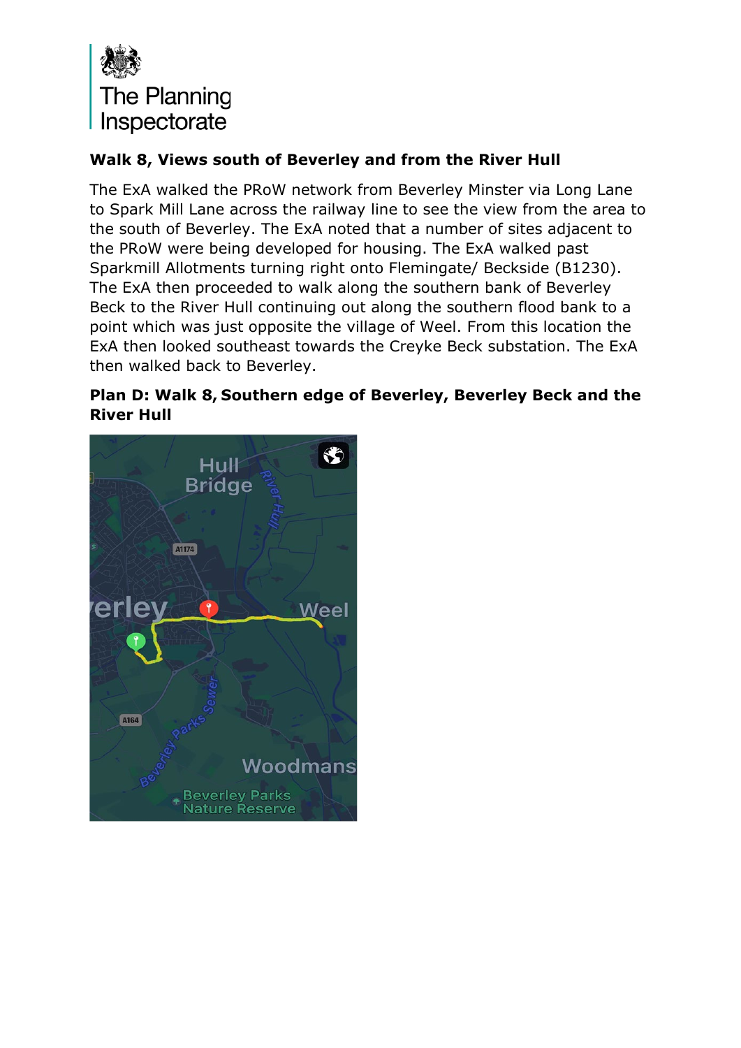**Walk 8, Views south of Beverley and from the River Hull**

The ExA walked the PRoW network from Beverley Minster via Long Lane to Spark Mill Lane across the railway line to see the view from the area to the south of Beverley. The ExA noted that a number of sites adjacent to the PRoW were being developed for housing. The ExA walked past Sparkmill Allotments turning right onto Flemingate/ Beckside (B1230). The ExA then proceeded to walk along the southern bank of Beverley Beck to the River Hull continuing out along the southern flood bank to a point which was just opposite the village of Weel. From this location the ExA then looked southeast towards the Creyke Beck substation. The ExA then walked back to Beverley.

**Plan D: Walk 8, Southern edge of Beverley, Beverley Beck and the River Hull**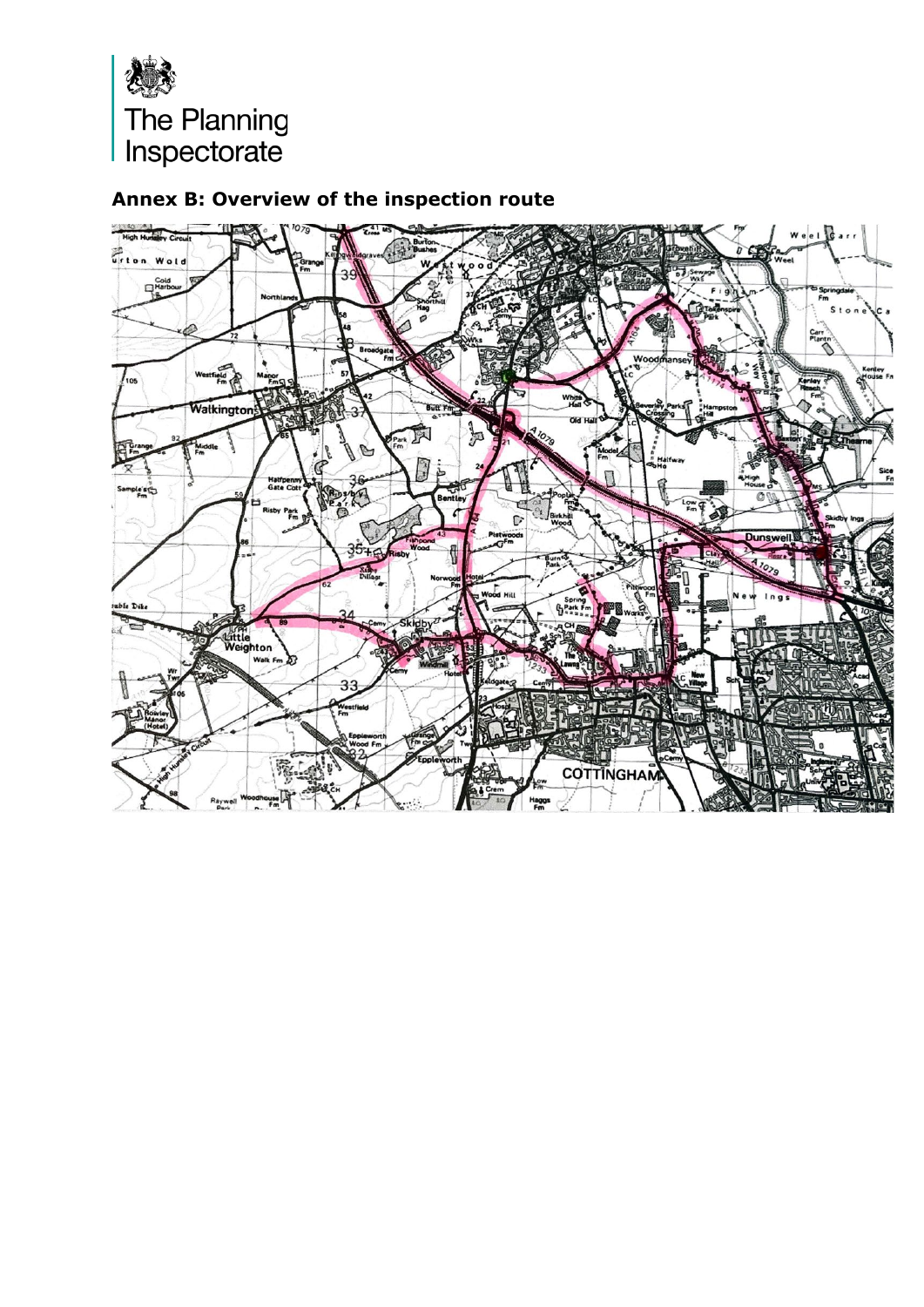**Annex B: Overview of the inspection route**